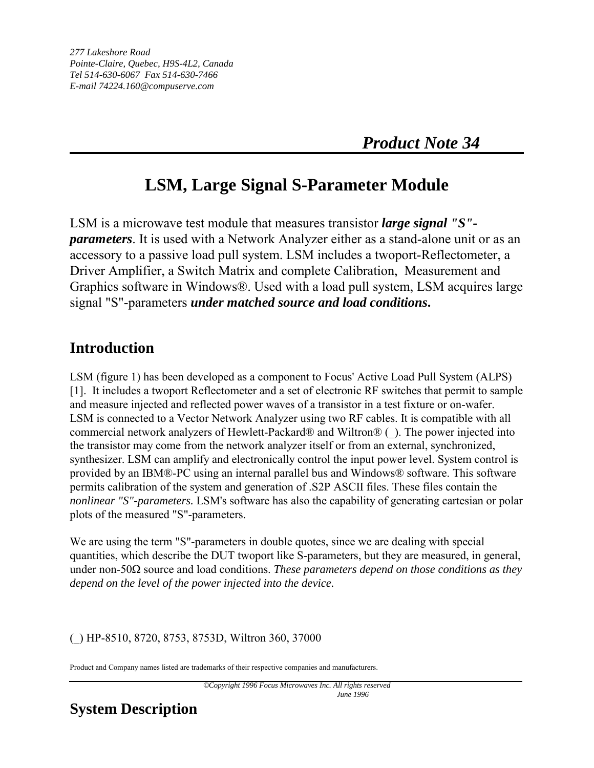277 Lakeshore Road
Pointe-Claire, Quebec, H9S-4L2, Canada
Tel 514-630-6067 Fax 514-630-7466
E-mail 74224.160@compuserve.com

## *Product Note 34*

# LSM, Large Signal S-Parameter Module

LSM is a microwave test module that measures transistor ***large signal "S"-parameters***. It is used with a Network Analyzer either as a stand-alone unit or as an accessory to a passive load pull system. LSM includes a twoport-Reflectometer, a Driver Amplifier, a Switch Matrix and complete Calibration, Measurement and Graphics software in Windows®. Used with a load pull system, LSM acquires large signal "S"-parameters ***under matched source and load conditions.***

## Introduction

LSM (figure 1) has been developed as a component to Focus' Active Load Pull System (ALPS) [1]. It includes a twoport Reflectometer and a set of electronic RF switches that permit to sample and measure injected and reflected power waves of a transistor in a test fixture or on-wafer. LSM is connected to a Vector Network Analyzer using two RF cables. It is compatible with all commercial network analyzers of Hewlett-Packard® and Wiltron® (_). The power injected into the transistor may come from the network analyzer itself or from an external, synchronized, synthesizer. LSM can amplify and electronically control the input power level. System control is provided by an IBM®-PC using an internal parallel bus and Windows® software. This software permits calibration of the system and generation of .S2P ASCII files. These files contain the *nonlinear "S"-parameters*. LSM's software has also the capability of generating cartesian or polar plots of the measured "S"-parameters.

We are using the term "S"-parameters in double quotes, since we are dealing with special quantities, which describe the DUT twoport like S-parameters, but they are measured, in general, under non-50Ω source and load conditions. *These parameters depend on those conditions as they depend on the level of the power injected into the device.*

(_) HP-8510, 8720, 8753, 8753D, Wiltron 360, 37000

Product and Company names listed are trademarks of their respective companies and manufacturers.

©Copyright 1996 Focus Microwaves Inc. All rights reserved
June 1996

## System Description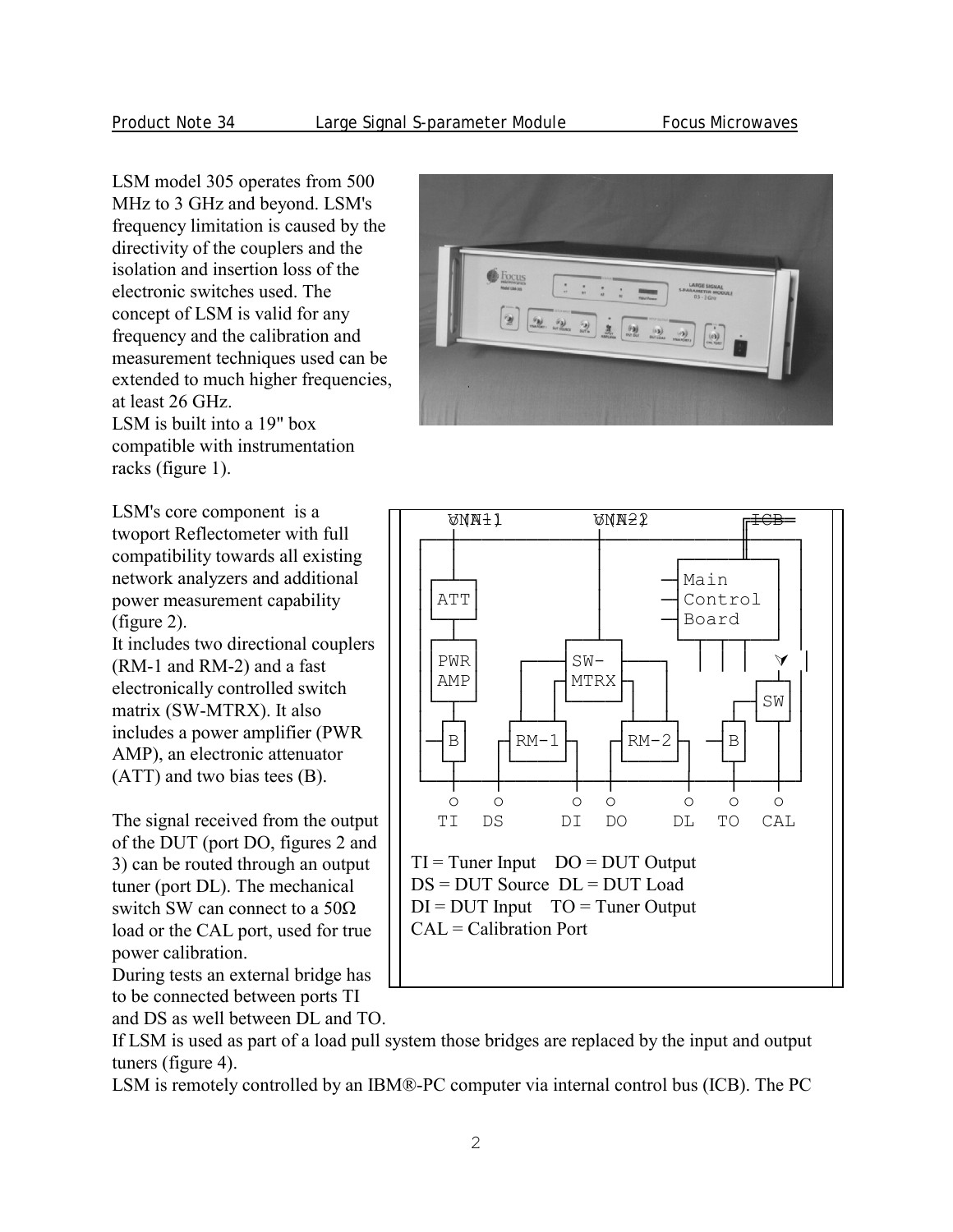LSM model 305 operates from 500 MHz to 3 GHz and beyond. LSM's frequency limitation is caused by the directivity of the couplers and the isolation and insertion loss of the electronic switches used. The concept of LSM is valid for any frequency and the calibration and measurement techniques used can be extended to much higher frequencies, at least 26 GHz.
LSM is built into a 19" box compatible with instrumentation racks (figure 1).

LSM's core component is a twoport Reflectometer with full compatibility towards all existing network analyzers and additional power measurement capability (figure 2).
It includes two directional couplers (RM-1 and RM-2) and a fast electronically controlled switch matrix (SW-MTRX). It also includes a power amplifier (PWR AMP), an electronic attenuator (ATT) and two bias tees (B).

TI = Tuner Input DO = DUT Output
DS = DUT Source DL = DUT Load
DI = DUT Input TO = Tuner Output
CAL = Calibration Port

The signal received from the output of the DUT (port DO, figures 2 and 3) can be routed through an output tuner (port DL). The mechanical switch SW can connect to a 50Ω load or the CAL port, used for true power calibration.
During tests an external bridge has to be connected between ports TI and DS as well between DL and TO.
If LSM is used as part of a load pull system those bridges are replaced by the input and output tuners (figure 4).
LSM is remotely controlled by an IBM®-PC computer via internal control bus (ICB). The PC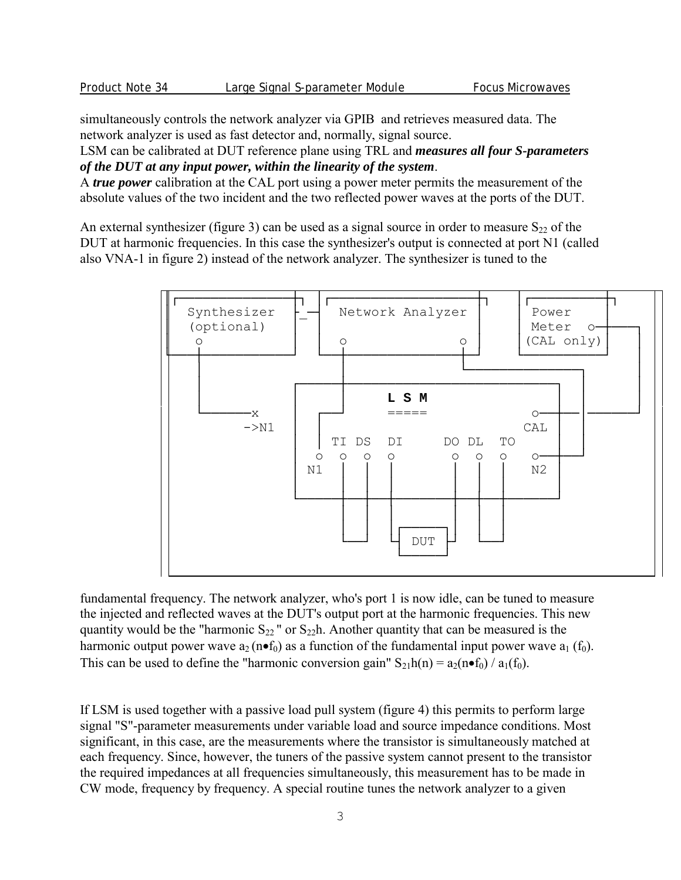simultaneously controls the network analyzer via GPIB and retrieves measured data. The network analyzer is used as fast detector and, normally, signal source.
LSM can be calibrated at DUT reference plane using TRL and ***measures all four S-parameters of the DUT at any input power, within the linearity of the system***.
A ***true power*** calibration at the CAL port using a power meter permits the measurement of the absolute values of the two incident and the two reflected power waves at the ports of the DUT.

An external synthesizer (figure 3) can be used as a signal source in order to measure $S_{22}$ of the DUT at harmonic frequencies. In this case the synthesizer's output is connected at port N1 (called also VNA-1 in figure 2) instead of the network analyzer. The synthesizer is tuned to the

```
┌───────────────┐   ┌──────────────────┐    ┌───────────┐
│ Synthesizer   ├─_─┤ Network Analyzer │    │ Power     │
│ (optional)    │   │                  │    │ Meter   o─┼──────┐
│  o            │   │  o            o  │    │(CAL only) │      │
└──┼────────────┘   └──┼────────────┼──┘    └───────────┘      │
   │                   │            └─────────────┐            │
   │           ┌───────┼──────────────────────────┼───┐        │
   │           │       │       L S M              │   │        │
   └─────────x │  ┌────┘       =====              │  o┼────────┘
           ->N1│  │                               │  CAL
               │  │  TI  DS   DI       DO  DL  TO │   │
               │  o   o   o   o         o   o   o └──o
               │ N1                                  N2
               │      │   │   │         │   │   │     │
               └──────┼───┼───┼─────────┼───┼───┼─────┘
                      │   │   │  ┌───┐  │   │   │
                      └───┘   └──┤DUT├──┘   └───┘
                                 └───┘
```

fundamental frequency. The network analyzer, who's port 1 is now idle, can be tuned to measure the injected and reflected waves at the DUT's output port at the harmonic frequencies. This new quantity would be the "harmonic $S_{22}$ " or $S_{22}$h. Another quantity that can be measured is the harmonic output power wave $a_2(n \bullet f_0)$ as a function of the fundamental input power wave $a_1(f_0)$. This can be used to define the "harmonic conversion gain" $S_{21}h(n) = a_2(n \bullet f_0) / a_1(f_0)$.

If LSM is used together with a passive load pull system (figure 4) this permits to perform large signal "S"-parameter measurements under variable load and source impedance conditions. Most significant, in this case, are the measurements where the transistor is simultaneously matched at each frequency. Since, however, the tuners of the passive system cannot present to the transistor the required impedances at all frequencies simultaneously, this measurement has to be made in CW mode, frequency by frequency. A special routine tunes the network analyzer to a given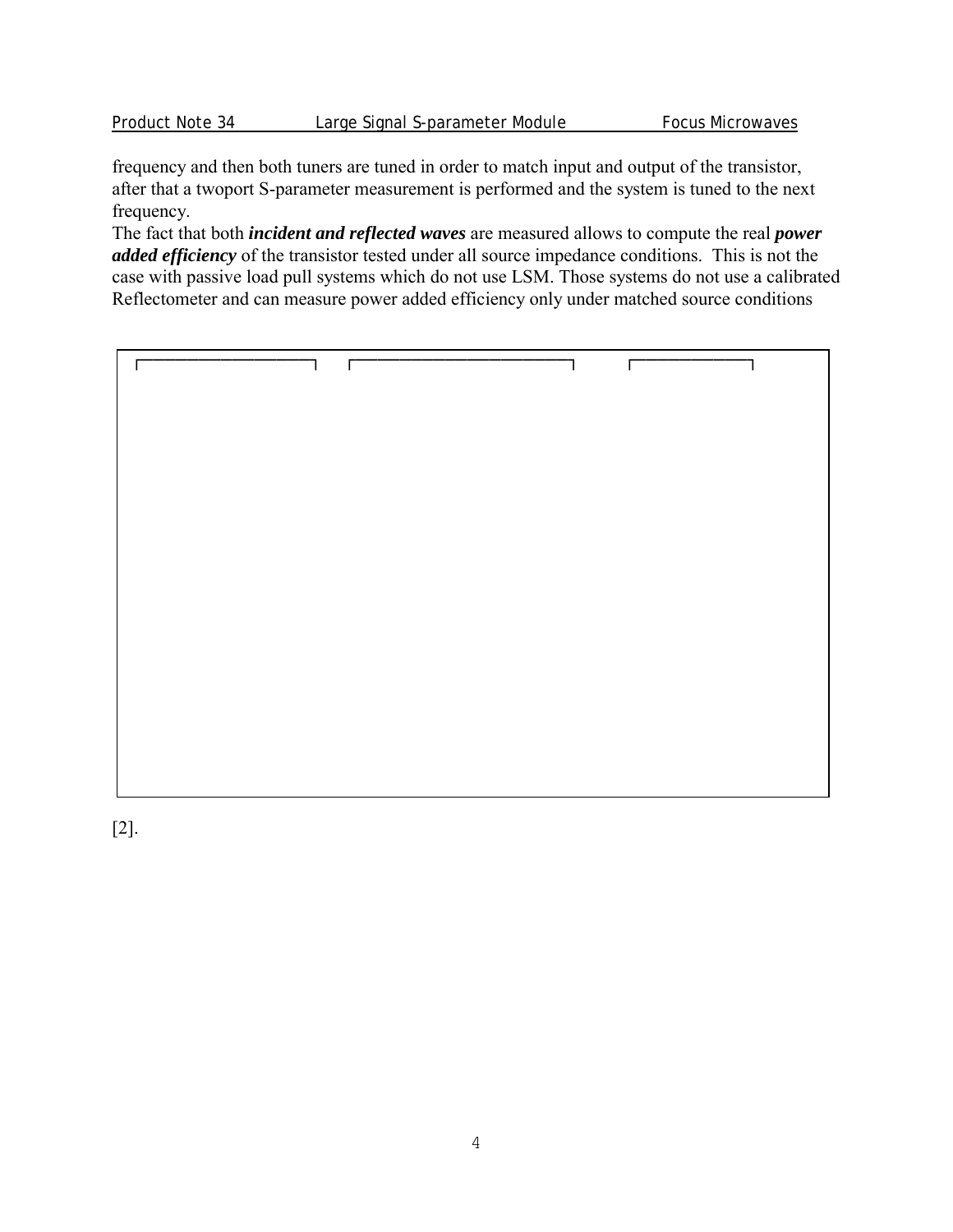frequency and then both tuners are tuned in order to match input and output of the transistor, after that a twoport S-parameter measurement is performed and the system is tuned to the next frequency.

The fact that both ***incident and reflected waves*** are measured allows to compute the real ***power added efficiency*** of the transistor tested under all source impedance conditions. This is not the case with passive load pull systems which do not use LSM. Those systems do not use a calibrated Reflectometer and can measure power added efficiency only under matched source conditions

[2].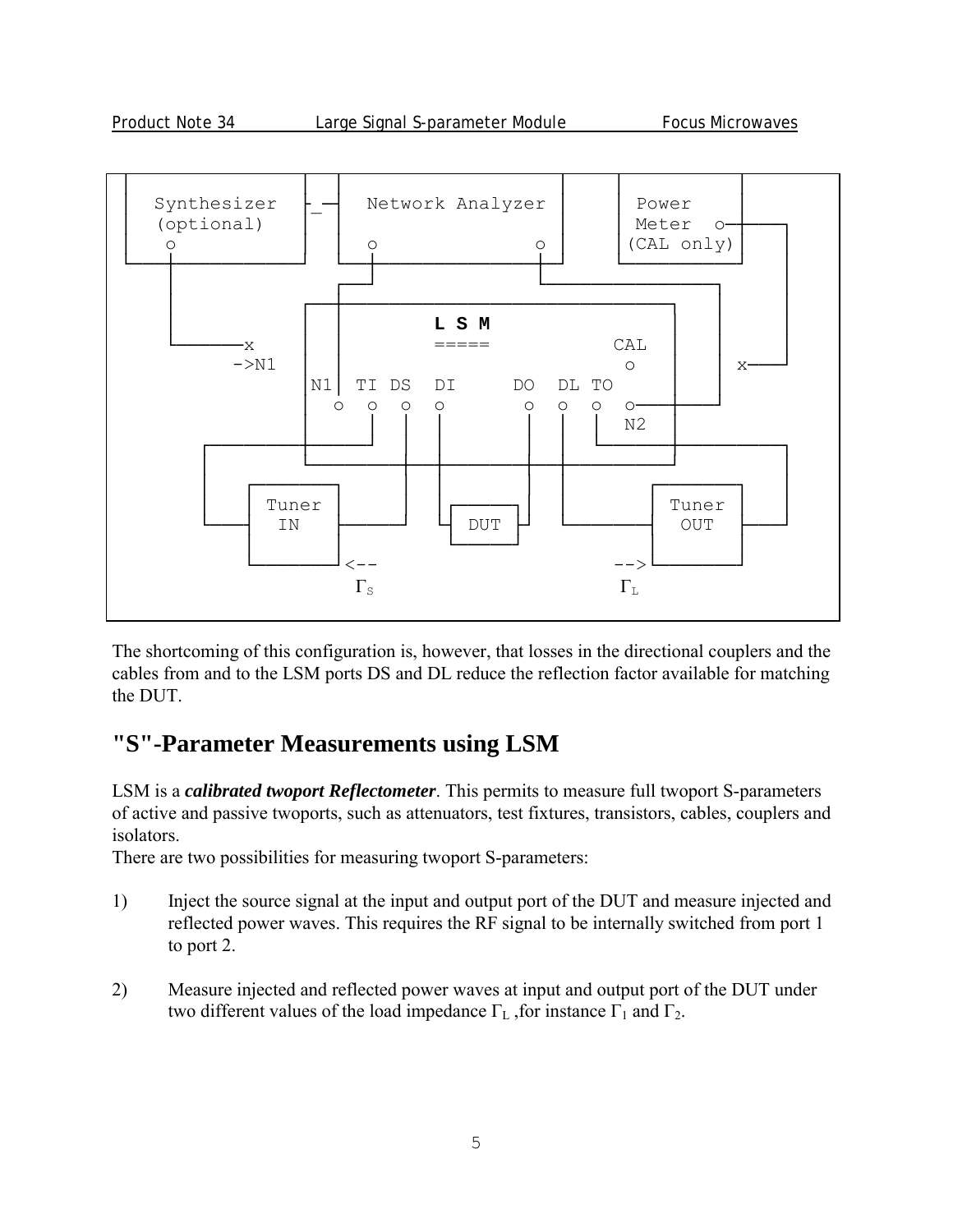```
 ┌─────────────────┐   ┌─────────────────────┐   ┌───────────┐
 │ Synthesizer     ├─┤ Network Analyzer    │   │  Power    │
 │ (optional)      │   │                     │   │  Meter  o─┼──┐
 │  o              │   │  o               o  │   │(CAL only) │  │
 └──┼──────────────┘   └──┼───────────────┼──┘   └───────────┘  │
    │                 ┌───┘               └──────────────┐      │
    │              ┌──┼──────────────────────────────┐   │      │
    │              │  │         L S M                │   │      │
    └──────────x   │  │         =====          CAL   │   │      │
          ->N1     │  │                         o    │   │  x───┘
                   │N1│  TI DS  DI      DO  DL TO    │   │
                   │  o  o  o   o       o   o  o  o──┼───┘
                   │     │  │   │       │   │  │  N2 │
          ┌──────────────┘  │   │       │   │  └──────────────┐
          │        └────────┼───┼───────┼───┼────────┘        │
          │                 │   │       │   │                 │
          │   ┌────────┐    │   │ ┌───┐ │   │  ┌────────┐     │
          │   │ Tuner  │    │   │ │   │ │   │  │ Tuner  │     │
          └───┤  IN    ├────┘   └─┤DUT├─┘   └──┤  OUT   ├─────┘
              │        │          └───┘        │        │
              └────────┘<--                 -->└────────┘
                        Γs                    ΓL
```

The shortcoming of this configuration is, however, that losses in the directional couplers and the cables from and to the LSM ports DS and DL reduce the reflection factor available for matching the DUT.

# "S"-Parameter Measurements using LSM

LSM is a ***calibrated twoport Reflectometer***. This permits to measure full twoport S-parameters of active and passive twoports, such as attenuators, test fixtures, transistors, cables, couplers and isolators.

There are two possibilities for measuring twoport S-parameters:

1) Inject the source signal at the input and output port of the DUT and measure injected and reflected power waves. This requires the RF signal to be internally switched from port 1 to port 2.

2) Measure injected and reflected power waves at input and output port of the DUT under two different values of the load impedance $\Gamma_L$ ,for instance $\Gamma_1$ and $\Gamma_2$.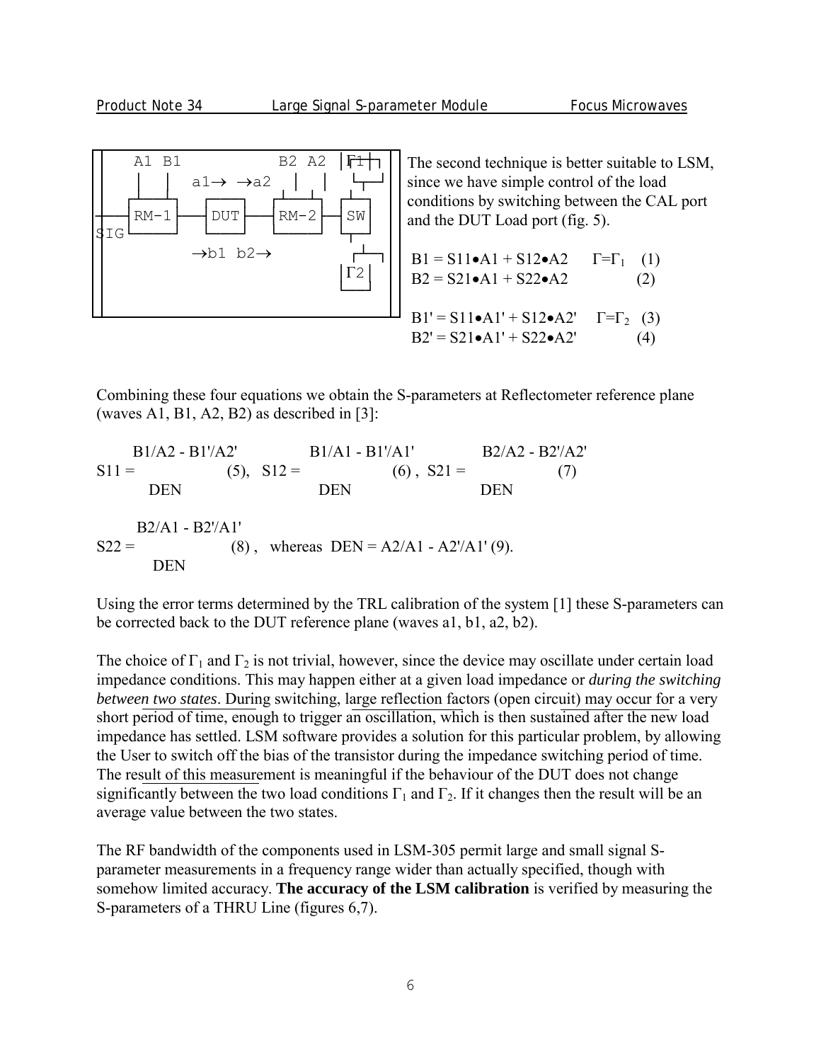The second technique is better suitable to LSM, since we have simple control of the load conditions by switching between the CAL port and the DUT Load port (fig. 5).

$$B1 = S11 \bullet A1 + S12 \bullet A2 \qquad \Gamma=\Gamma_1 \quad (1)$$
$$B2 = S21 \bullet A1 + S22 \bullet A2 \qquad (2)$$

$$B1' = S11 \bullet A1' + S12 \bullet A2' \qquad \Gamma=\Gamma_2 \quad (3)$$
$$B2' = S21 \bullet A1' + S22 \bullet A2' \qquad (4)$$

Combining these four equations we obtain the S-parameters at Reflectometer reference plane (waves A1, B1, A2, B2) as described in [3]:

$$S11 = \frac{B1/A2 - B1'/A2'}{DEN} \quad (5), \quad S12 = \frac{B1/A1 - B1'/A1'}{DEN} \quad (6), \quad S21 = \frac{B2/A2 - B2'/A2'}{DEN} \quad (7)$$

$$S22 = \frac{B2/A1 - B2'/A1'}{DEN} \quad (8), \quad \text{whereas } DEN = A2/A1 - A2'/A1' \ (9).$$

Using the error terms determined by the TRL calibration of the system [1] these S-parameters can be corrected back to the DUT reference plane (waves a1, b1, a2, b2).

The choice of $\Gamma_1$ and $\Gamma_2$ is not trivial, however, since the device may oscillate under certain load impedance conditions. This may happen either at a given load impedance or *during the switching between two states*. During switching, large reflection factors (open circuit) may occur for a very short period of time, enough to trigger an oscillation, which is then sustained after the new load impedance has settled. LSM software provides a solution for this particular problem, by allowing the User to switch off the bias of the transistor during the impedance switching period of time. The result of this measurement is meaningful if the behaviour of the DUT does not change significantly between the two load conditions $\Gamma_1$ and $\Gamma_2$. If it changes then the result will be an average value between the two states.

The RF bandwidth of the components used in LSM-305 permit large and small signal S-parameter measurements in a frequency range wider than actually specified, though with somehow limited accuracy. **The accuracy of the LSM calibration** is verified by measuring the S-parameters of a THRU Line (figures 6,7).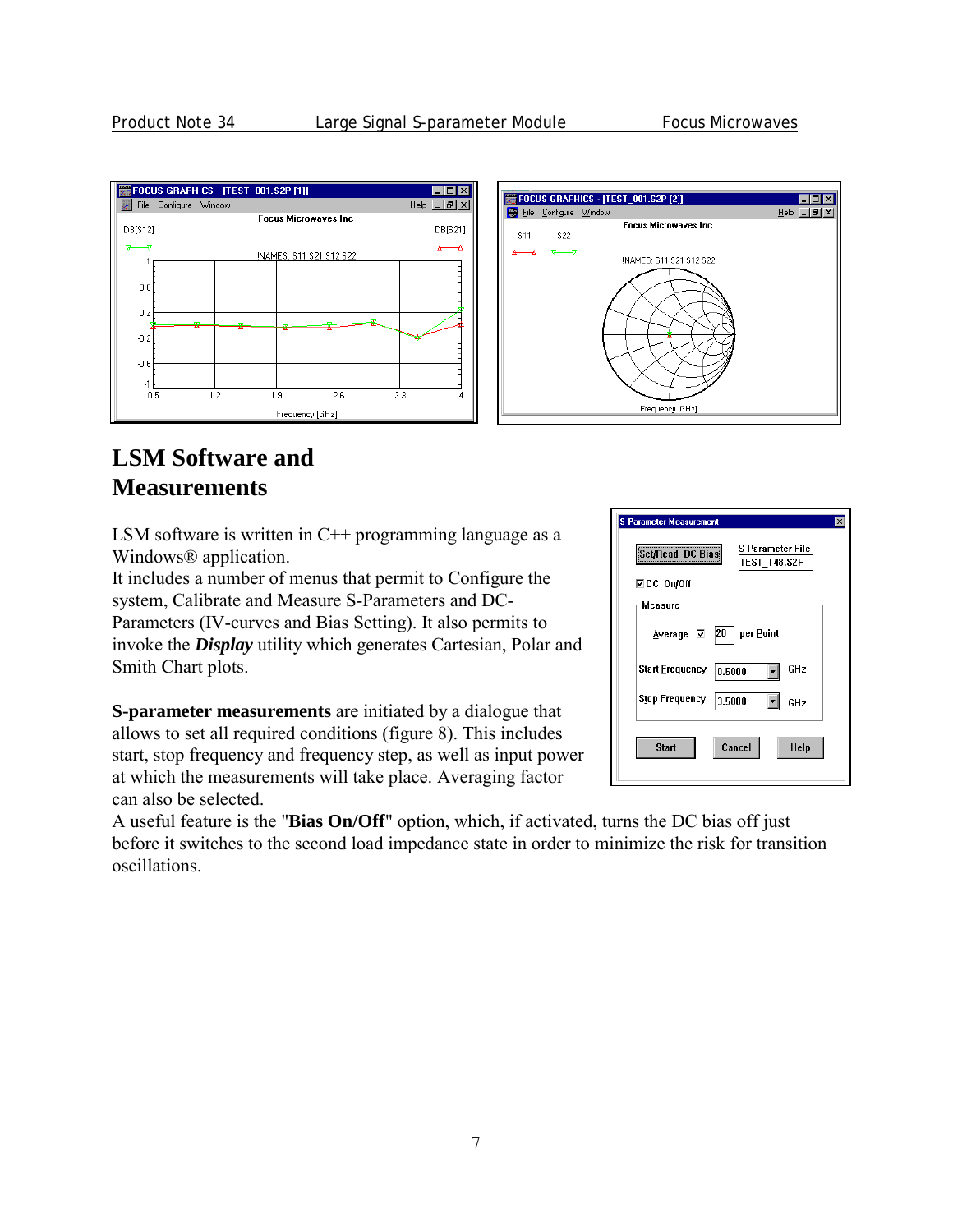# LSM Software and Measurements

LSM software is written in C++ programming language as a Windows® application.
It includes a number of menus that permit to Configure the system, Calibrate and Measure S-Parameters and DC-Parameters (IV-curves and Bias Setting). It also permits to invoke the ***Display*** utility which generates Cartesian, Polar and Smith Chart plots.

**S-parameter measurements** are initiated by a dialogue that allows to set all required conditions (figure 8). This includes start, stop frequency and frequency step, as well as input power at which the measurements will take place. Averaging factor can also be selected.
A useful feature is the "**Bias On/Off**" option, which, if activated, turns the DC bias off just before it switches to the second load impedance state in order to minimize the risk for transition oscillations.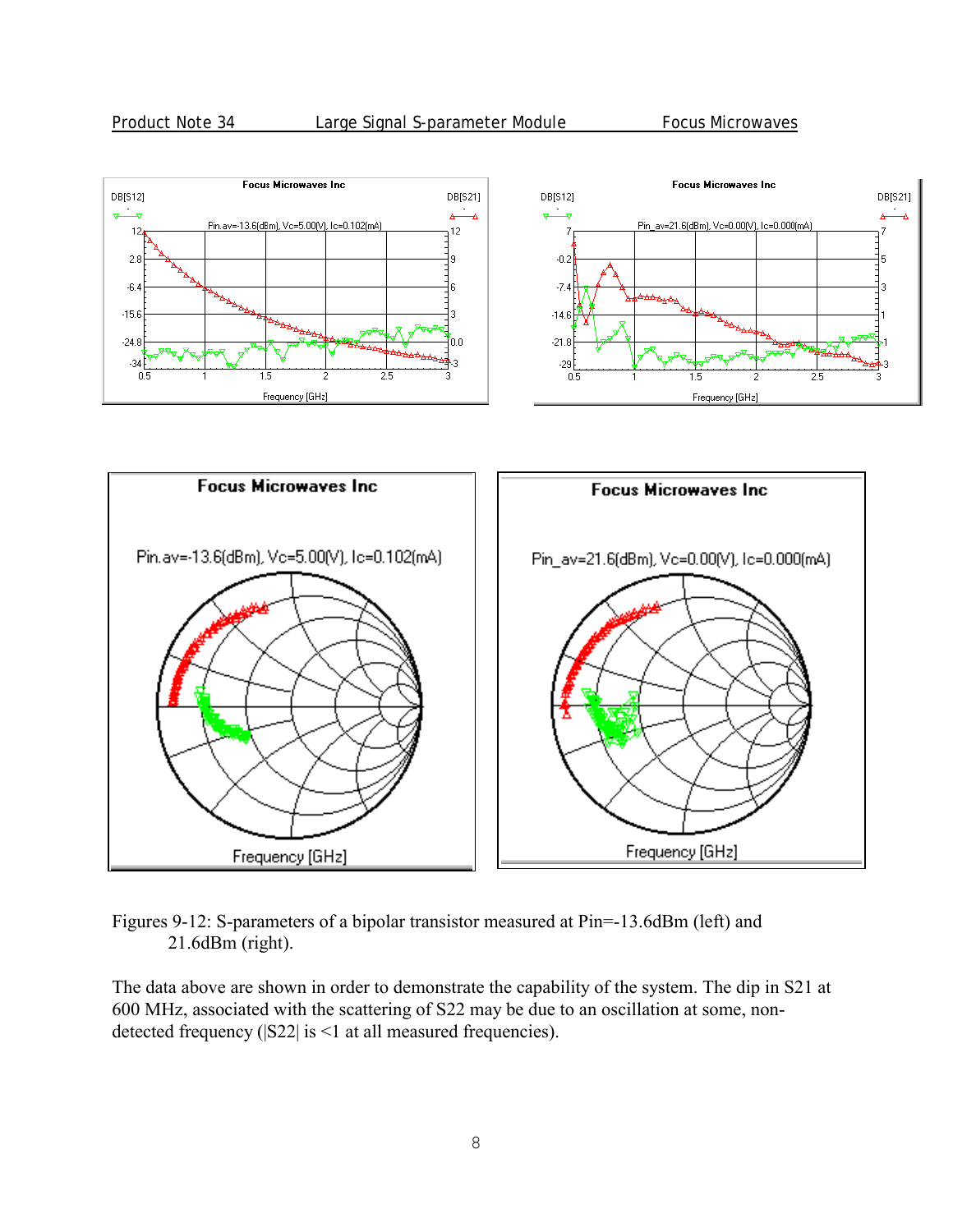Figures 9-12: S-parameters of a bipolar transistor measured at Pin=-13.6dBm (left) and 21.6dBm (right).

The data above are shown in order to demonstrate the capability of the system. The dip in S21 at 600 MHz, associated with the scattering of S22 may be due to an oscillation at some, non-detected frequency (|S22| is <1 at all measured frequencies).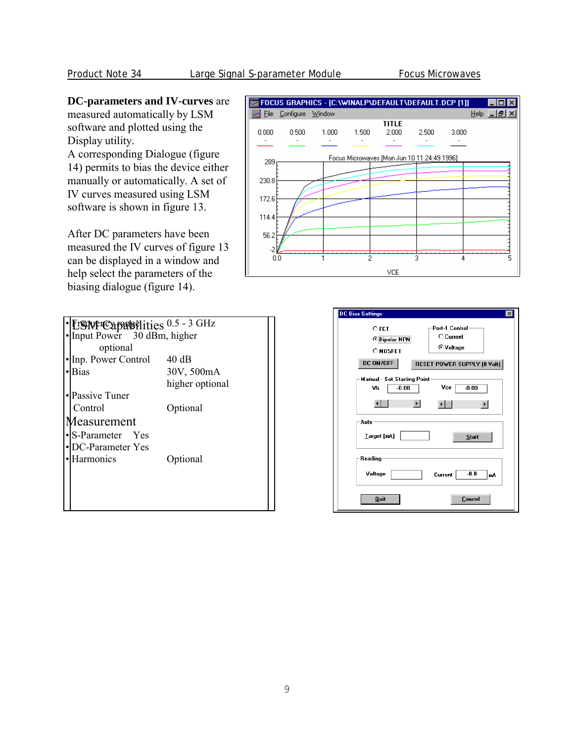**DC-parameters and IV-curves** are measured automatically by LSM software and plotted using the Display utility.
A corresponding Dialogue (figure 14) permits to bias the device either manually or automatically. A set of IV curves measured using LSM software is shown in figure 13.

After DC parameters have been measured the IV curves of figure 13 can be displayed in a window and help select the parameters of the biasing dialogue (figure 14).

## LSM Capabilities

- Frequency range 0.5 - 3 GHz
- Input Power 30 dBm, higher optional
- Inp. Power Control 40 dB
- Bias 30V, 500mA higher optional
- Passive Tuner Control Optional

## Measurement

- S-Parameter Yes
- DC-Parameter Yes
- Harmonics Optional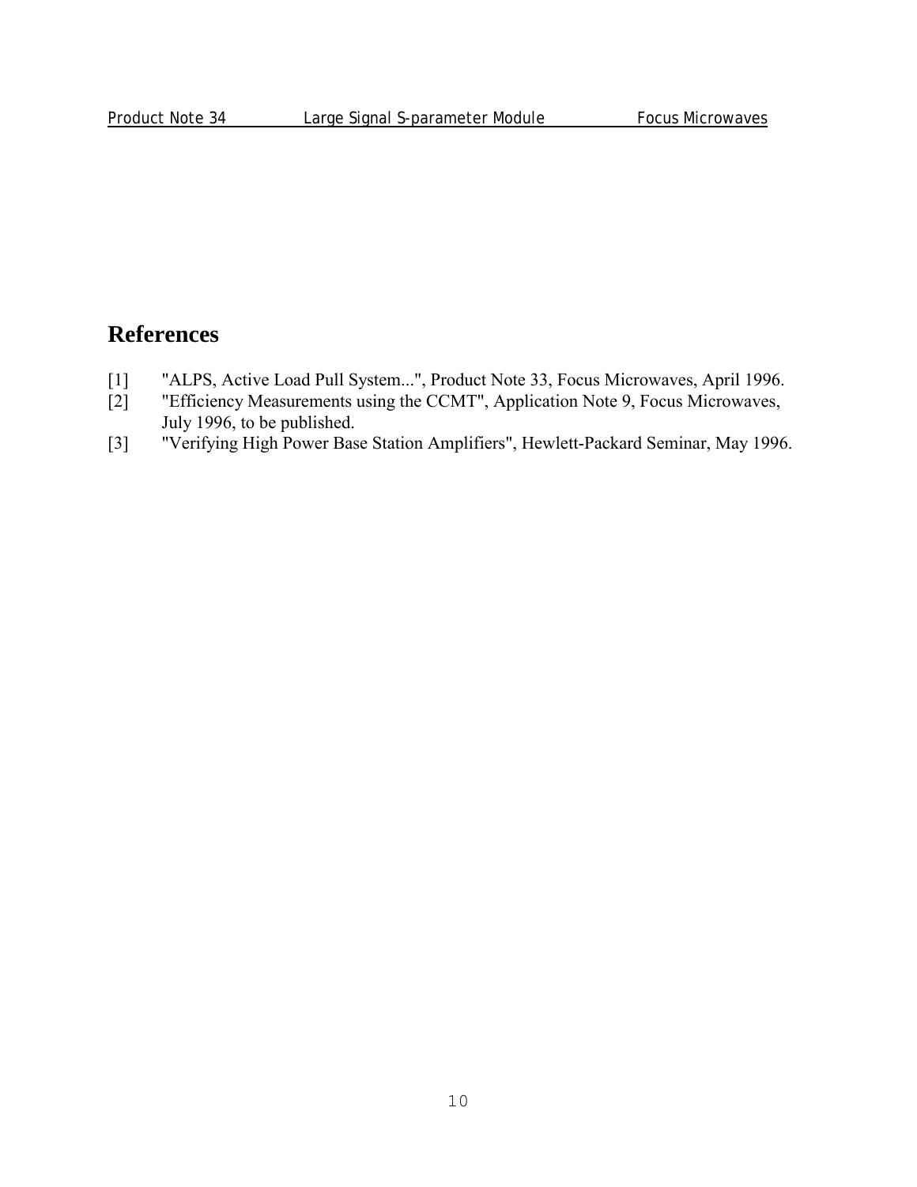# References

[1] "ALPS, Active Load Pull System...", Product Note 33, Focus Microwaves, April 1996.
[2] "Efficiency Measurements using the CCMT", Application Note 9, Focus Microwaves, July 1996, to be published.
[3] "Verifying High Power Base Station Amplifiers", Hewlett-Packard Seminar, May 1996.